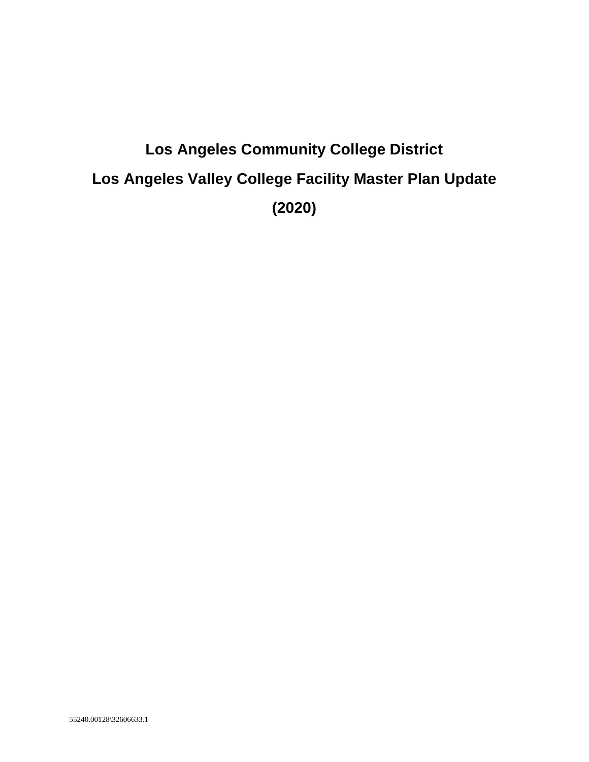# Los Angeles Community College District

# Los Angeles Valley College Facility Master Plan Update

# (2020)

55240.00128\32606633.1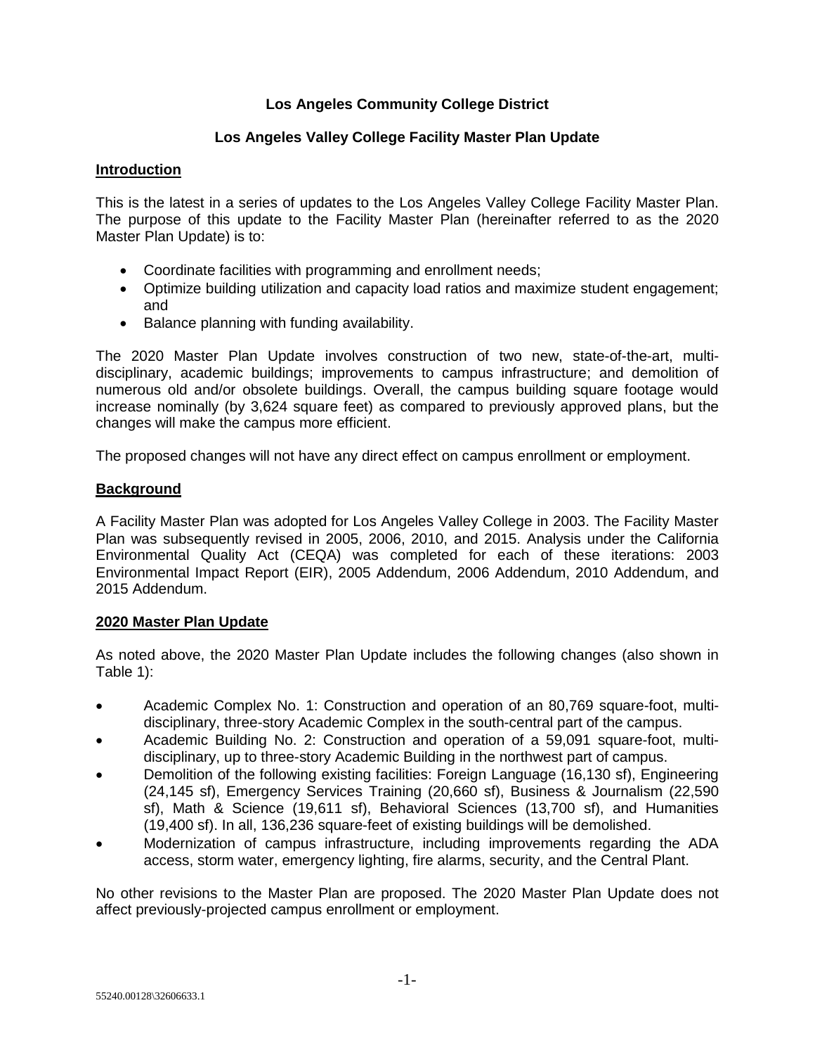**Los Angeles Community College District**

**Los Angeles Valley College Facility Master Plan Update**

## Introduction

This is the latest in a series of updates to the Los Angeles Valley College Facility Master Plan. The purpose of this update to the Facility Master Plan (hereinafter referred to as the 2020 Master Plan Update) is to:

- Coordinate facilities with programming and enrollment needs;
- Optimize building utilization and capacity load ratios and maximize student engagement; and
- Balance planning with funding availability.

The 2020 Master Plan Update involves construction of two new, state-of-the-art, multi-disciplinary, academic buildings; improvements to campus infrastructure; and demolition of numerous old and/or obsolete buildings. Overall, the campus building square footage would increase nominally (by 3,624 square feet) as compared to previously approved plans, but the changes will make the campus more efficient.

The proposed changes will not have any direct effect on campus enrollment or employment.

## Background

A Facility Master Plan was adopted for Los Angeles Valley College in 2003. The Facility Master Plan was subsequently revised in 2005, 2006, 2010, and 2015. Analysis under the California Environmental Quality Act (CEQA) was completed for each of these iterations: 2003 Environmental Impact Report (EIR), 2005 Addendum, 2006 Addendum, 2010 Addendum, and 2015 Addendum.

## 2020 Master Plan Update

As noted above, the 2020 Master Plan Update includes the following changes (also shown in Table 1):

- Academic Complex No. 1: Construction and operation of an 80,769 square-foot, multi-disciplinary, three-story Academic Complex in the south-central part of the campus.
- Academic Building No. 2: Construction and operation of a 59,091 square-foot, multi-disciplinary, up to three-story Academic Building in the northwest part of campus.
- Demolition of the following existing facilities: Foreign Language (16,130 sf), Engineering (24,145 sf), Emergency Services Training (20,660 sf), Business & Journalism (22,590 sf), Math & Science (19,611 sf), Behavioral Sciences (13,700 sf), and Humanities (19,400 sf). In all, 136,236 square-feet of existing buildings will be demolished.
- Modernization of campus infrastructure, including improvements regarding the ADA access, storm water, emergency lighting, fire alarms, security, and the Central Plant.

No other revisions to the Master Plan are proposed. The 2020 Master Plan Update does not affect previously-projected campus enrollment or employment.

55240.00128\32606633.1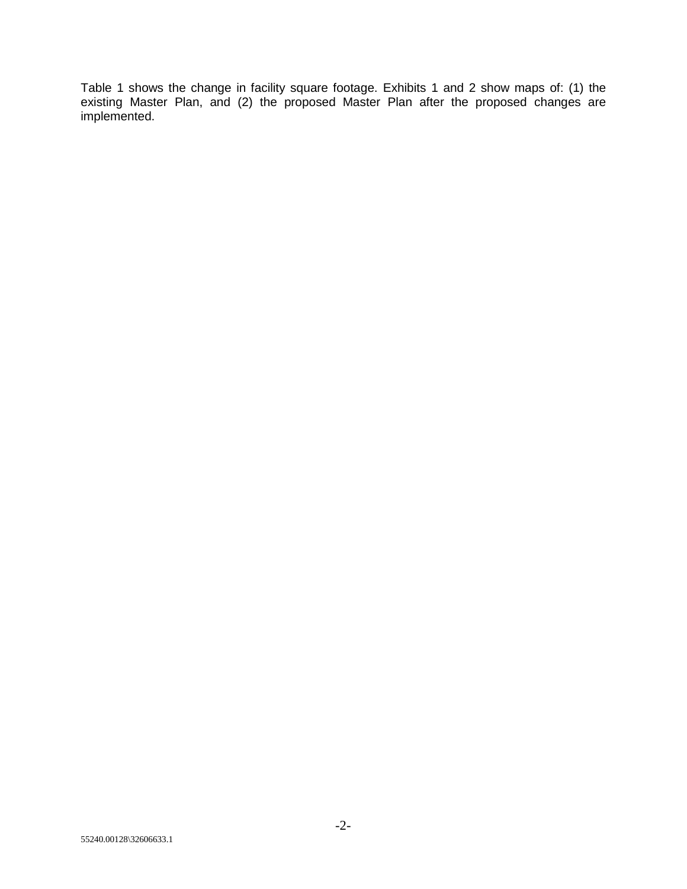Table 1 shows the change in facility square footage. Exhibits 1 and 2 show maps of: (1) the existing Master Plan, and (2) the proposed Master Plan after the proposed changes are implemented.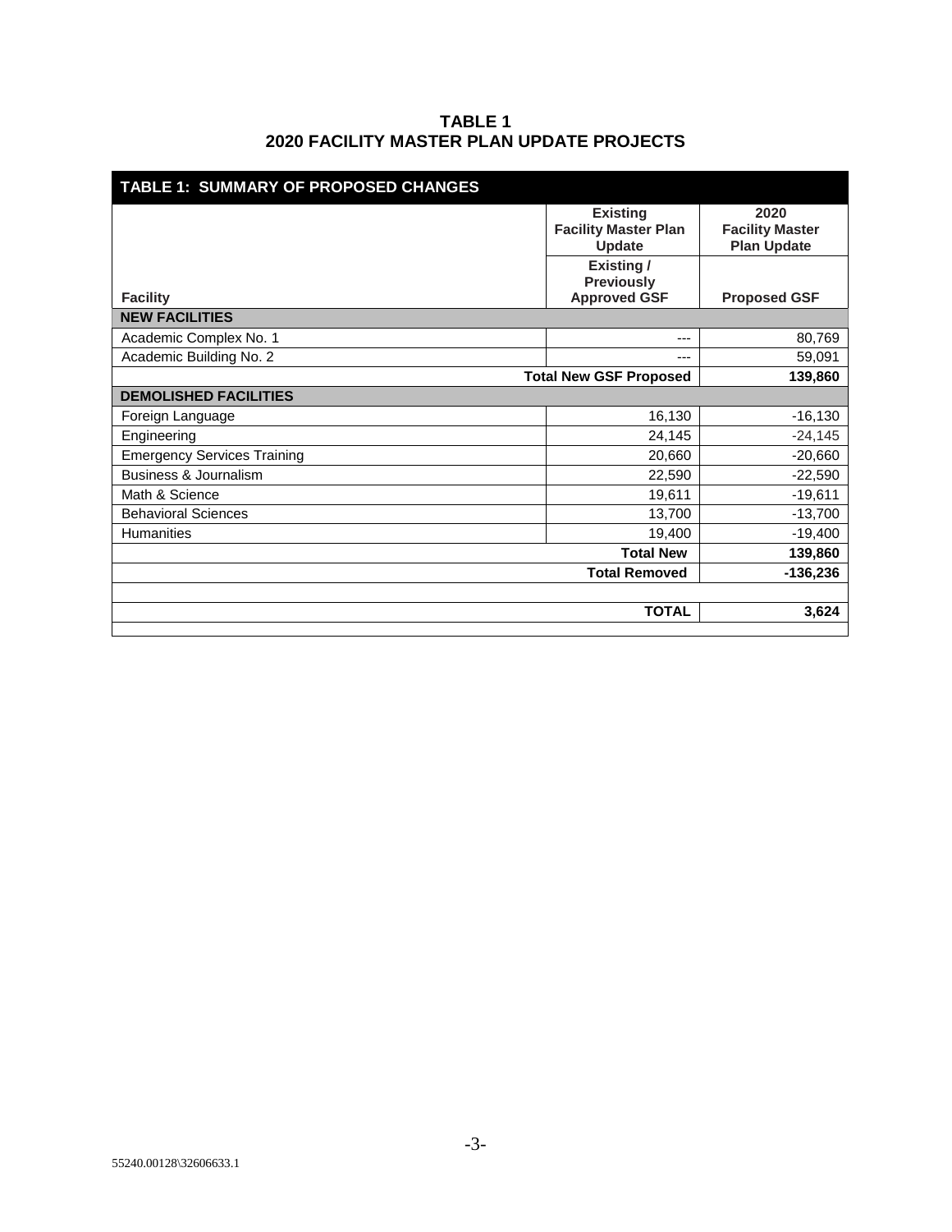**TABLE 1**
**2020 FACILITY MASTER PLAN UPDATE PROJECTS**

| TABLE 1: SUMMARY OF PROPOSED CHANGES | | |
|---|---|---|
| | **Existing Facility Master Plan Update** | **2020 Facility Master Plan Update** |
| **Facility** | **Existing / Previously Approved GSF** | **Proposed GSF** |
| **NEW FACILITIES** | | |
| Academic Complex No. 1 | --- | 80,769 |
| Academic Building No. 2 | --- | 59,091 |
| | **Total New GSF Proposed** | **139,860** |
| **DEMOLISHED FACILITIES** | | |
| Foreign Language | 16,130 | -16,130 |
| Engineering | 24,145 | -24,145 |
| Emergency Services Training | 20,660 | -20,660 |
| Business & Journalism | 22,590 | -22,590 |
| Math & Science | 19,611 | -19,611 |
| Behavioral Sciences | 13,700 | -13,700 |
| Humanities | 19,400 | -19,400 |
| | **Total New** | **139,860** |
| | **Total Removed** | **-136,236** |
| | | |
| | **TOTAL** | **3,624** |

55240.00128\32606633.1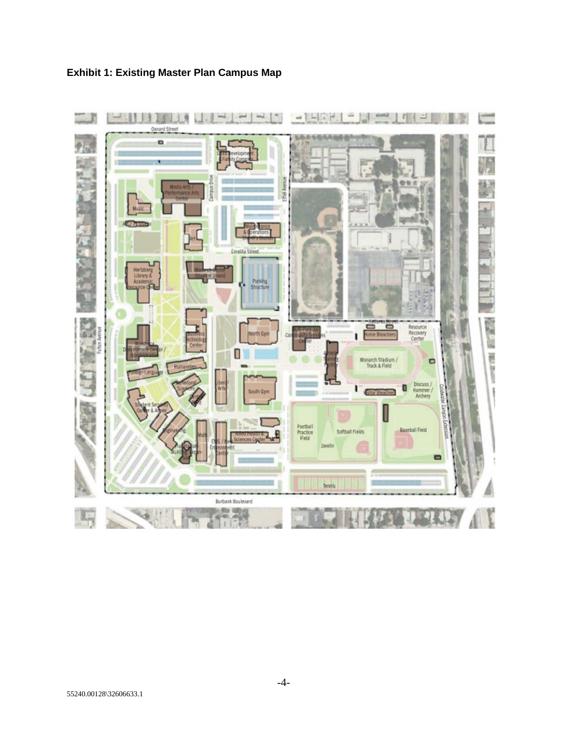**Exhibit 1: Existing Master Plan Campus Map**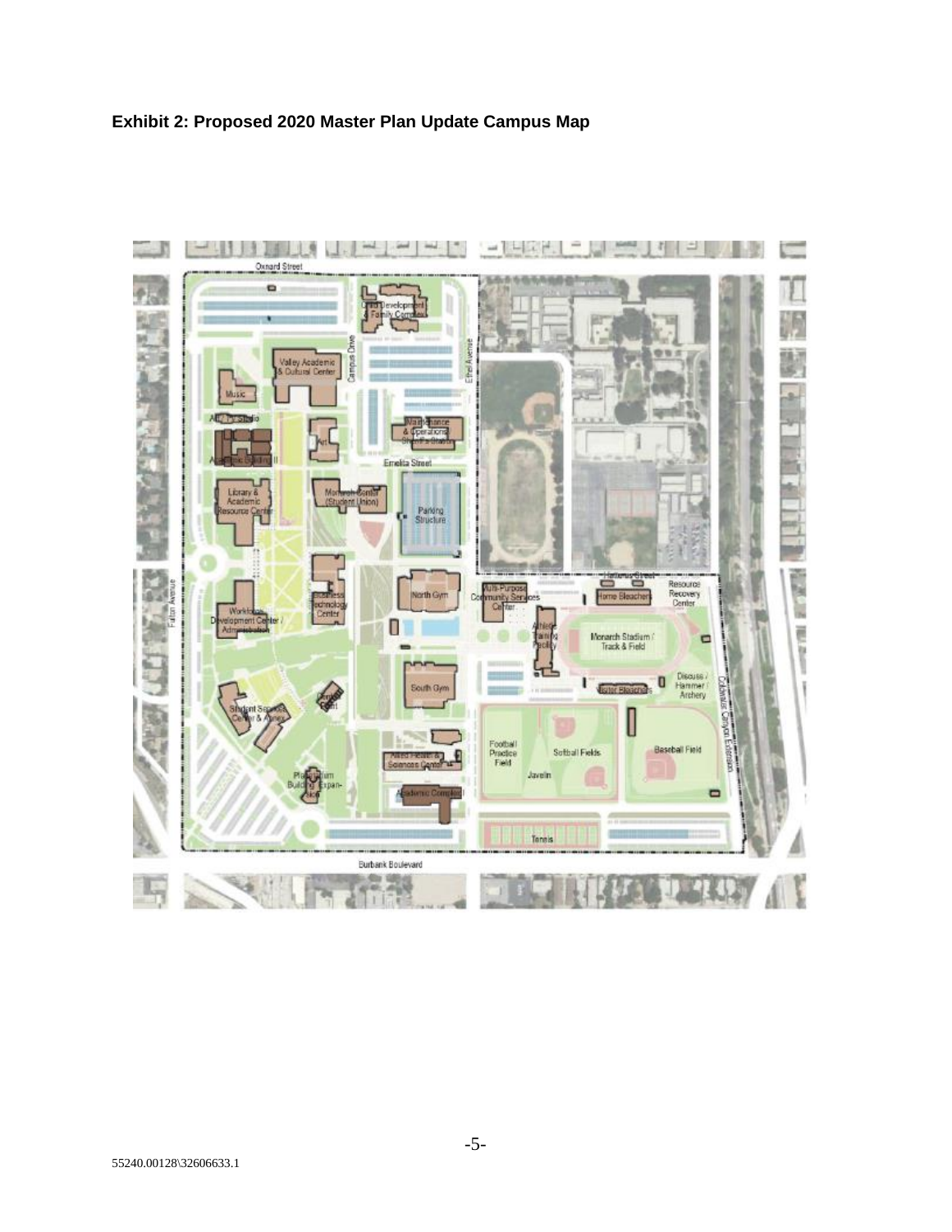**Exhibit 2: Proposed 2020 Master Plan Update Campus Map**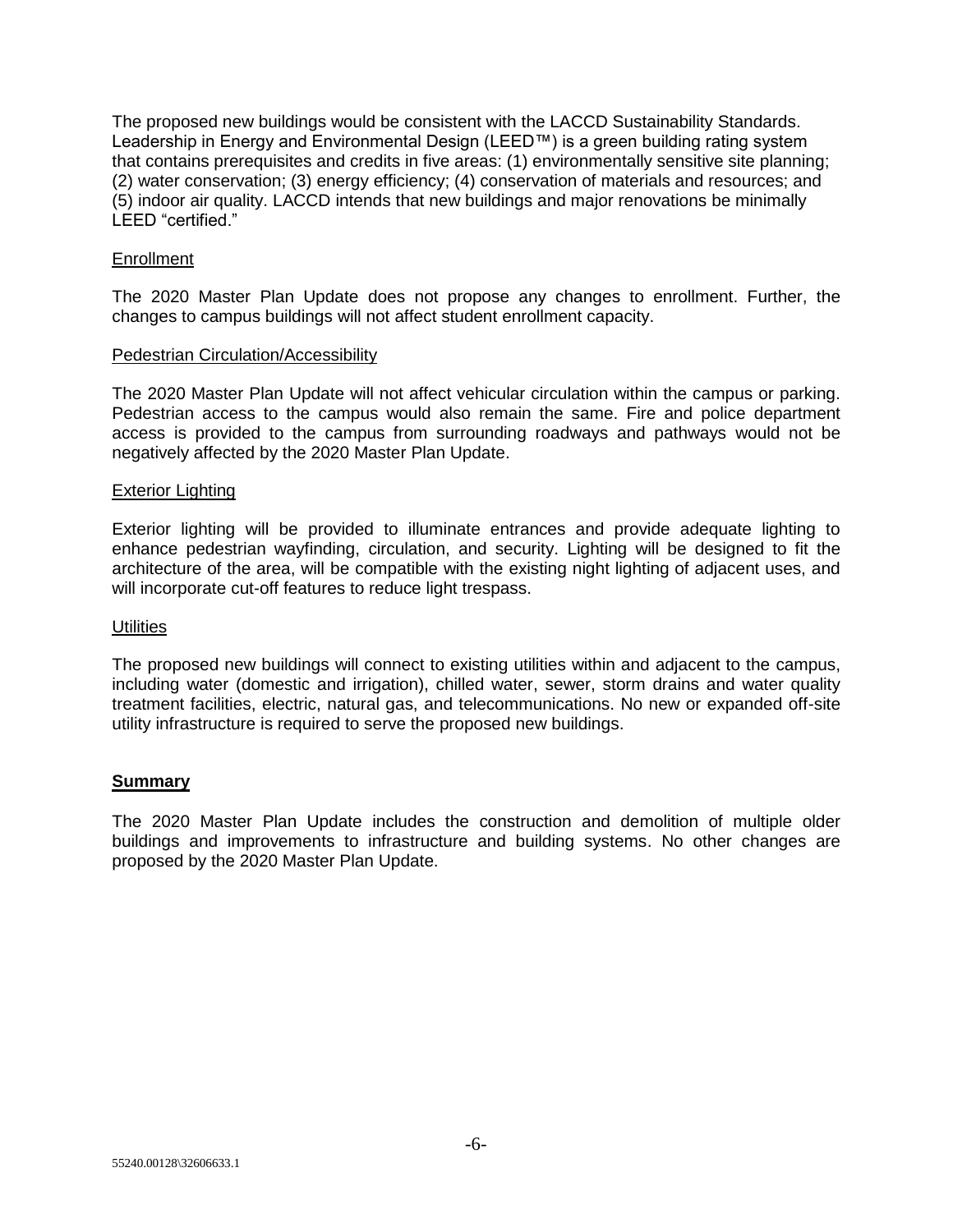The proposed new buildings would be consistent with the LACCD Sustainability Standards. Leadership in Energy and Environmental Design (LEED™) is a green building rating system that contains prerequisites and credits in five areas: (1) environmentally sensitive site planning; (2) water conservation; (3) energy efficiency; (4) conservation of materials and resources; and (5) indoor air quality. LACCD intends that new buildings and major renovations be minimally LEED "certified."

Enrollment

The 2020 Master Plan Update does not propose any changes to enrollment. Further, the changes to campus buildings will not affect student enrollment capacity.

Pedestrian Circulation/Accessibility

The 2020 Master Plan Update will not affect vehicular circulation within the campus or parking. Pedestrian access to the campus would also remain the same. Fire and police department access is provided to the campus from surrounding roadways and pathways would not be negatively affected by the 2020 Master Plan Update.

Exterior Lighting

Exterior lighting will be provided to illuminate entrances and provide adequate lighting to enhance pedestrian wayfinding, circulation, and security. Lighting will be designed to fit the architecture of the area, will be compatible with the existing night lighting of adjacent uses, and will incorporate cut-off features to reduce light trespass.

Utilities

The proposed new buildings will connect to existing utilities within and adjacent to the campus, including water (domestic and irrigation), chilled water, sewer, storm drains and water quality treatment facilities, electric, natural gas, and telecommunications. No new or expanded off-site utility infrastructure is required to serve the proposed new buildings.

**Summary**

The 2020 Master Plan Update includes the construction and demolition of multiple older buildings and improvements to infrastructure and building systems. No other changes are proposed by the 2020 Master Plan Update.

55240.00128\32606633.1